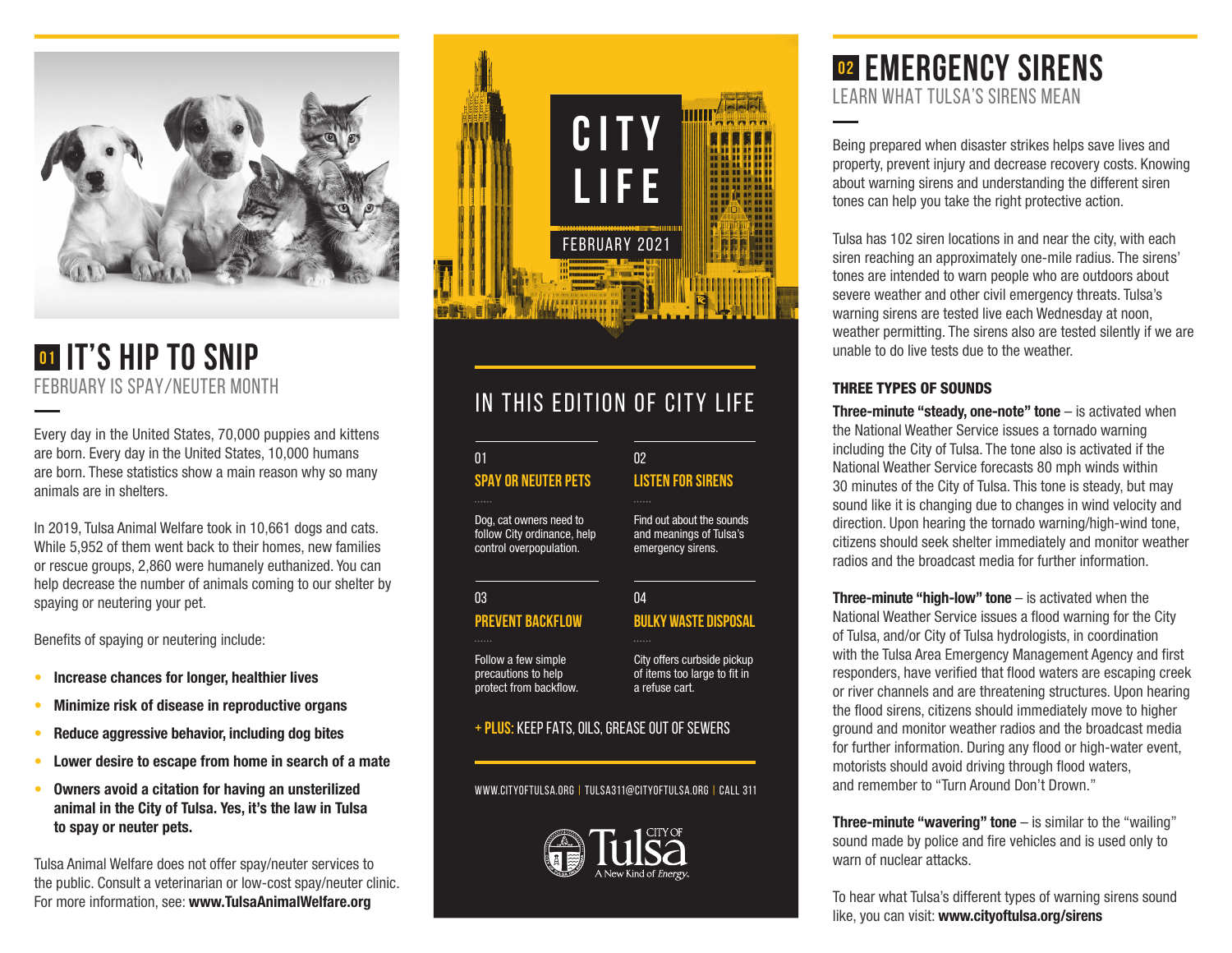## 01 IT'S HIP TO SNIP

FEBRUARY IS SPAY/NEUTER MONTH

Every day in the United States, 70,000 puppies and kittens are born. Every day in the United States, 10,000 humans are born. These statistics show a main reason why so many animals are in shelters.

In 2019, Tulsa Animal Welfare took in 10,661 dogs and cats. While 5,952 of them went back to their homes, new families or rescue groups, 2,860 were humanely euthanized. You can help decrease the number of animals coming to our shelter by spaying or neutering your pet.

Benefits of spaying or neutering include:

- **Increase chances for longer, healthier lives**
- **Minimize risk of disease in reproductive organs**
- **Reduce aggressive behavior, including dog bites**
- **Lower desire to escape from home in search of a mate**
- **Owners avoid a citation for having an unsterilized animal in the City of Tulsa. Yes, it's the law in Tulsa to spay or neuter pets.**

Tulsa Animal Welfare does not offer spay/neuter services to the public. Consult a veterinarian or low-cost spay/neuter clinic. For more information, see: **www.TulsaAnimalWelfare.org**

# CITY LIFE

FEBRUARY 2021

## IN THIS EDITION OF CITY LIFE

01
**SPAY OR NEUTER PETS**
Dog, cat owners need to follow City ordinance, help control overpopulation.

02
**LISTEN FOR SIRENS**
Find out about the sounds and meanings of Tulsa's emergency sirens.

03
**PREVENT BACKFLOW**
Follow a few simple precautions to help protect from backflow.

04
**BULKY WASTE DISPOSAL**
City offers curbside pickup of items too large to fit in a refuse cart.

**+ PLUS:** KEEP FATS, OILS, GREASE OUT OF SEWERS

WWW.CITYOFTULSA.ORG | TULSA311@CITYOFTULSA.ORG | CALL 311

CITY OF Tulsa
A New Kind of *Energy*.

## 02 EMERGENCY SIRENS

LEARN WHAT TULSA'S SIRENS MEAN

Being prepared when disaster strikes helps save lives and property, prevent injury and decrease recovery costs. Knowing about warning sirens and understanding the different siren tones can help you take the right protective action.

Tulsa has 102 siren locations in and near the city, with each siren reaching an approximately one-mile radius. The sirens' tones are intended to warn people who are outdoors about severe weather and other civil emergency threats. Tulsa's warning sirens are tested live each Wednesday at noon, weather permitting. The sirens also are tested silently if we are unable to do live tests due to the weather.

### THREE TYPES OF SOUNDS

**Three-minute "steady, one-note" tone** – is activated when the National Weather Service issues a tornado warning including the City of Tulsa. The tone also is activated if the National Weather Service forecasts 80 mph winds within 30 minutes of the City of Tulsa. This tone is steady, but may sound like it is changing due to changes in wind velocity and direction. Upon hearing the tornado warning/high-wind tone, citizens should seek shelter immediately and monitor weather radios and the broadcast media for further information.

**Three-minute "high-low" tone** – is activated when the National Weather Service issues a flood warning for the City of Tulsa, and/or City of Tulsa hydrologists, in coordination with the Tulsa Area Emergency Management Agency and first responders, have verified that flood waters are escaping creek or river channels and are threatening structures. Upon hearing the flood sirens, citizens should immediately move to higher ground and monitor weather radios and the broadcast media for further information. During any flood or high-water event, motorists should avoid driving through flood waters, and remember to "Turn Around Don't Drown."

**Three-minute "wavering" tone** – is similar to the "wailing" sound made by police and fire vehicles and is used only to warn of nuclear attacks.

To hear what Tulsa's different types of warning sirens sound like, you can visit: **www.cityoftulsa.org/sirens**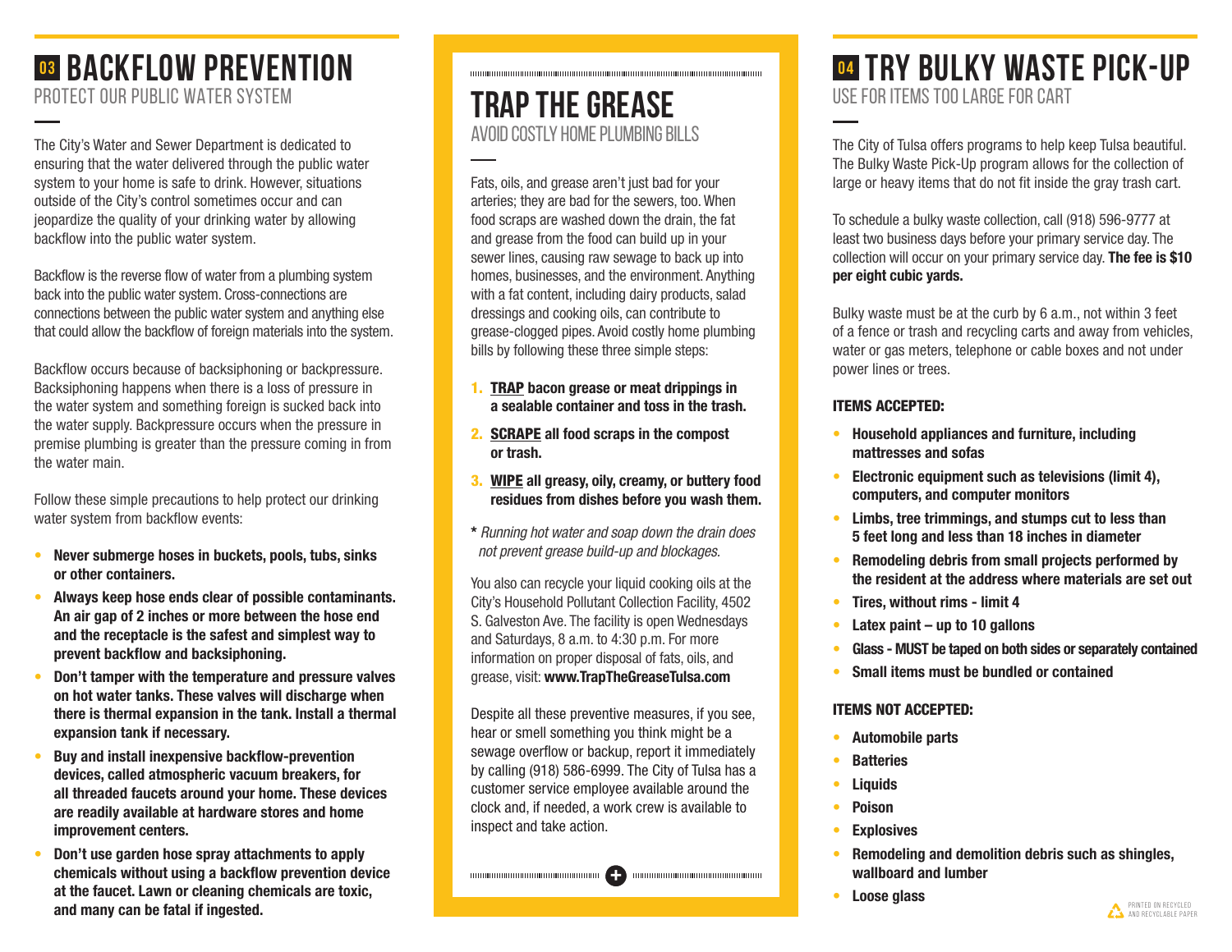## 03 BACKFLOW PREVENTION

PROTECT OUR PUBLIC WATER SYSTEM

The City's Water and Sewer Department is dedicated to ensuring that the water delivered through the public water system to your home is safe to drink. However, situations outside of the City's control sometimes occur and can jeopardize the quality of your drinking water by allowing backflow into the public water system.

Backflow is the reverse flow of water from a plumbing system back into the public water system. Cross-connections are connections between the public water system and anything else that could allow the backflow of foreign materials into the system.

Backflow occurs because of backsiphoning or backpressure. Backsiphoning happens when there is a loss of pressure in the water system and something foreign is sucked back into the water supply. Backpressure occurs when the pressure in premise plumbing is greater than the pressure coming in from the water main.

Follow these simple precautions to help protect our drinking water system from backflow events:

- **Never submerge hoses in buckets, pools, tubs, sinks or other containers.**
- **Always keep hose ends clear of possible contaminants. An air gap of 2 inches or more between the hose end and the receptacle is the safest and simplest way to prevent backflow and backsiphoning.**
- **Don't tamper with the temperature and pressure valves on hot water tanks. These valves will discharge when there is thermal expansion in the tank. Install a thermal expansion tank if necessary.**
- **Buy and install inexpensive backflow-prevention devices, called atmospheric vacuum breakers, for all threaded faucets around your home. These devices are readily available at hardware stores and home improvement centers.**
- **Don't use garden hose spray attachments to apply chemicals without using a backflow prevention device at the faucet. Lawn or cleaning chemicals are toxic, and many can be fatal if ingested.**

## TRAP THE GREASE

AVOID COSTLY HOME PLUMBING BILLS

Fats, oils, and grease aren't just bad for your arteries; they are bad for the sewers, too. When food scraps are washed down the drain, the fat and grease from the food can build up in your sewer lines, causing raw sewage to back up into homes, businesses, and the environment. Anything with a fat content, including dairy products, salad dressings and cooking oils, can contribute to grease-clogged pipes. Avoid costly home plumbing bills by following these three simple steps:

1. **TRAP bacon grease or meat drippings in a sealable container and toss in the trash.**
2. **SCRAPE all food scraps in the compost or trash.**
3. **WIPE all greasy, oily, creamy, or buttery food residues from dishes before you wash them.**

\* *Running hot water and soap down the drain does not prevent grease build-up and blockages.*

You also can recycle your liquid cooking oils at the City's Household Pollutant Collection Facility, 4502 S. Galveston Ave. The facility is open Wednesdays and Saturdays, 8 a.m. to 4:30 p.m. For more information on proper disposal of fats, oils, and grease, visit: **www.TrapTheGreaseTulsa.com**

Despite all these preventive measures, if you see, hear or smell something you think might be a sewage overflow or backup, report it immediately by calling (918) 586-6999. The City of Tulsa has a customer service employee available around the clock and, if needed, a work crew is available to inspect and take action.

## 04 TRY BULKY WASTE PICK-UP

USE FOR ITEMS TOO LARGE FOR CART

The City of Tulsa offers programs to help keep Tulsa beautiful. The Bulky Waste Pick-Up program allows for the collection of large or heavy items that do not fit inside the gray trash cart.

To schedule a bulky waste collection, call (918) 596-9777 at least two business days before your primary service day. The collection will occur on your primary service day. **The fee is $10 per eight cubic yards.**

Bulky waste must be at the curb by 6 a.m., not within 3 feet of a fence or trash and recycling carts and away from vehicles, water or gas meters, telephone or cable boxes and not under power lines or trees.

**ITEMS ACCEPTED:**

- **Household appliances and furniture, including mattresses and sofas**
- **Electronic equipment such as televisions (limit 4), computers, and computer monitors**
- **Limbs, tree trimmings, and stumps cut to less than 5 feet long and less than 18 inches in diameter**
- **Remodeling debris from small projects performed by the resident at the address where materials are set out**
- **Tires, without rims - limit 4**
- **Latex paint – up to 10 gallons**
- **Glass - MUST be taped on both sides or separately contained**
- **Small items must be bundled or contained**

**ITEMS NOT ACCEPTED:**

- **Automobile parts**
- **Batteries**
- **Liquids**
- **Poison**
- **Explosives**
- **Remodeling and demolition debris such as shingles, wallboard and lumber**
- **Loose glass**

PRINTED ON RECYCLED AND RECYCLABLE PAPER